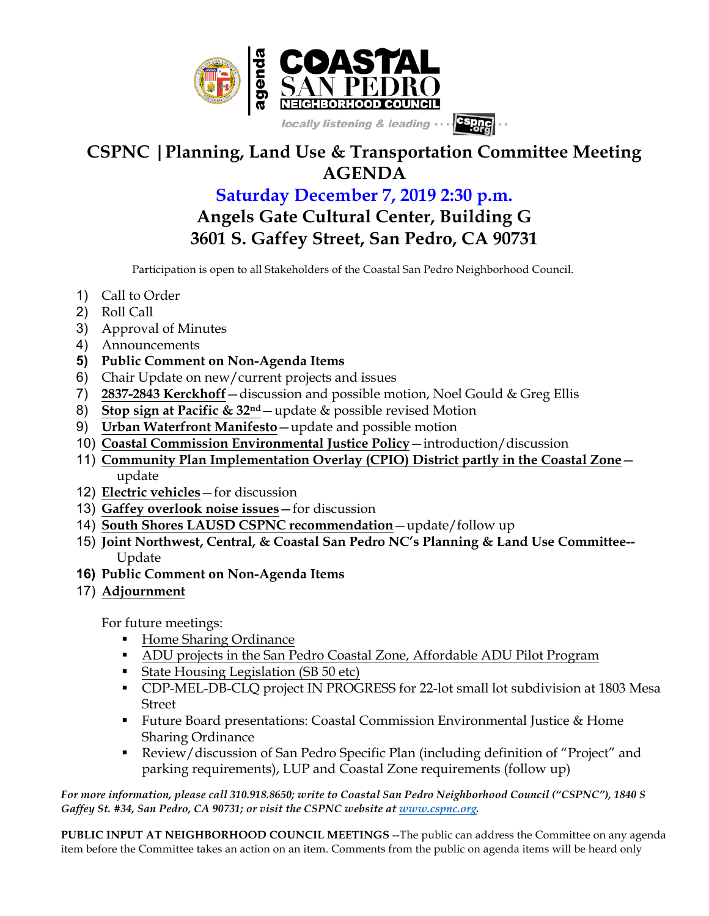agenda COASTAL SAN PEDRO NEIGHBORHOOD COUNCIL

*locally listening & leading* ··· cspnc.org ··

# CSPNC | Planning, Land Use & Transportation Committee Meeting AGENDA

## Saturday December 7, 2019 2:30 p.m.

## Angels Gate Cultural Center, Building G
## 3601 S. Gaffey Street, San Pedro, CA 90731

Participation is open to all Stakeholders of the Coastal San Pedro Neighborhood Council.

1) Call to Order
2) Roll Call
3) Approval of Minutes
4) Announcements
5) **Public Comment on Non-Agenda Items**
6) Chair Update on new/current projects and issues
7) **2837-2843 Kerckhoff**—discussion and possible motion, Noel Gould & Greg Ellis
8) **Stop sign at Pacific & 32nd**—update & possible revised Motion
9) **Urban Waterfront Manifesto**—update and possible motion
10) **Coastal Commission Environmental Justice Policy**—introduction/discussion
11) **Community Plan Implementation Overlay (CPIO) District partly in the Coastal Zone**—update
12) **Electric vehicles**—for discussion
13) **Gaffey overlook noise issues**—for discussion
14) **South Shores LAUSD CSPNC recommendation**—update/follow up
15) **Joint Northwest, Central, & Coastal San Pedro NC's Planning & Land Use Committee--** Update
16) **Public Comment on Non-Agenda Items**
17) **Adjournment**

For future meetings:

- Home Sharing Ordinance
- ADU projects in the San Pedro Coastal Zone, Affordable ADU Pilot Program
- State Housing Legislation (SB 50 etc)
- CDP-MEL-DB-CLQ project IN PROGRESS for 22-lot small lot subdivision at 1803 Mesa Street
- Future Board presentations: Coastal Commission Environmental Justice & Home Sharing Ordinance
- Review/discussion of San Pedro Specific Plan (including definition of "Project" and parking requirements), LUP and Coastal Zone requirements (follow up)

*For more information, please call 310.918.8650; write to Coastal San Pedro Neighborhood Council ("CSPNC"), 1840 S Gaffey St. #34, San Pedro, CA 90731; or visit the CSPNC website at www.cspnc.org.*

**PUBLIC INPUT AT NEIGHBORHOOD COUNCIL MEETINGS** --The public can address the Committee on any agenda item before the Committee takes an action on an item. Comments from the public on agenda items will be heard only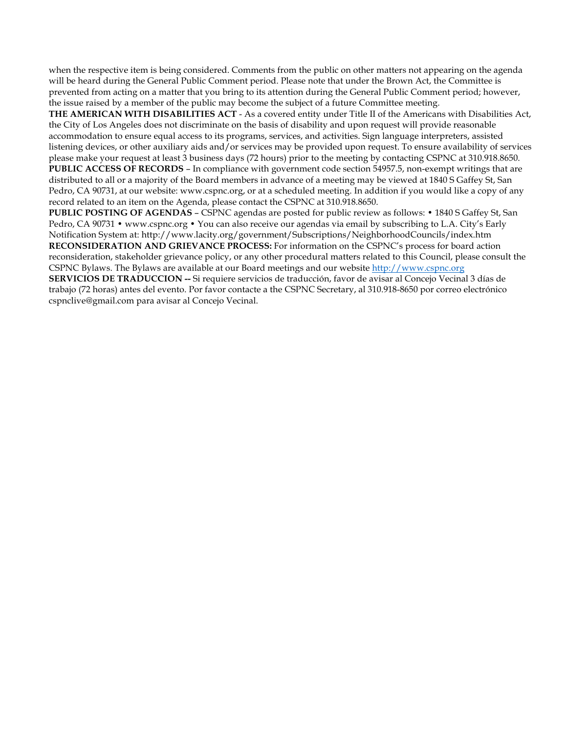when the respective item is being considered. Comments from the public on other matters not appearing on the agenda will be heard during the General Public Comment period. Please note that under the Brown Act, the Committee is prevented from acting on a matter that you bring to its attention during the General Public Comment period; however, the issue raised by a member of the public may become the subject of a future Committee meeting.

**THE AMERICAN WITH DISABILITIES ACT** - As a covered entity under Title II of the Americans with Disabilities Act, the City of Los Angeles does not discriminate on the basis of disability and upon request will provide reasonable accommodation to ensure equal access to its programs, services, and activities. Sign language interpreters, assisted listening devices, or other auxiliary aids and/or services may be provided upon request. To ensure availability of services please make your request at least 3 business days (72 hours) prior to the meeting by contacting CSPNC at 310.918.8650.

**PUBLIC ACCESS OF RECORDS** – In compliance with government code section 54957.5, non-exempt writings that are distributed to all or a majority of the Board members in advance of a meeting may be viewed at 1840 S Gaffey St, San Pedro, CA 90731, at our website: www.cspnc.org, or at a scheduled meeting. In addition if you would like a copy of any record related to an item on the Agenda, please contact the CSPNC at 310.918.8650.

**PUBLIC POSTING OF AGENDAS** – CSPNC agendas are posted for public review as follows: • 1840 S Gaffey St, San Pedro, CA 90731 • www.cspnc.org • You can also receive our agendas via email by subscribing to L.A. City's Early Notification System at: http://www.lacity.org/government/Subscriptions/NeighborhoodCouncils/index.htm

**RECONSIDERATION AND GRIEVANCE PROCESS:** For information on the CSPNC's process for board action reconsideration, stakeholder grievance policy, or any other procedural matters related to this Council, please consult the CSPNC Bylaws. The Bylaws are available at our Board meetings and our website http://www.cspnc.org

**SERVICIOS DE TRADUCCION --** Si requiere servicios de traducción, favor de avisar al Concejo Vecinal 3 días de trabajo (72 horas) antes del evento. Por favor contacte a the CSPNC Secretary, al 310.918-8650 por correo electrónico cspnclive@gmail.com para avisar al Concejo Vecinal.